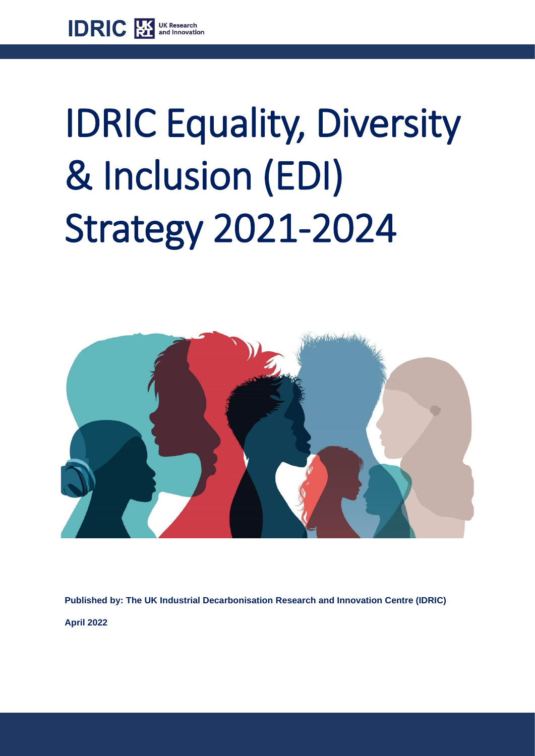IDRIC UK Research and Innovation

# IDRIC Equality, Diversity & Inclusion (EDI) Strategy 2021-2024

**Published by: The UK Industrial Decarbonisation Research and Innovation Centre (IDRIC)**

**April 2022**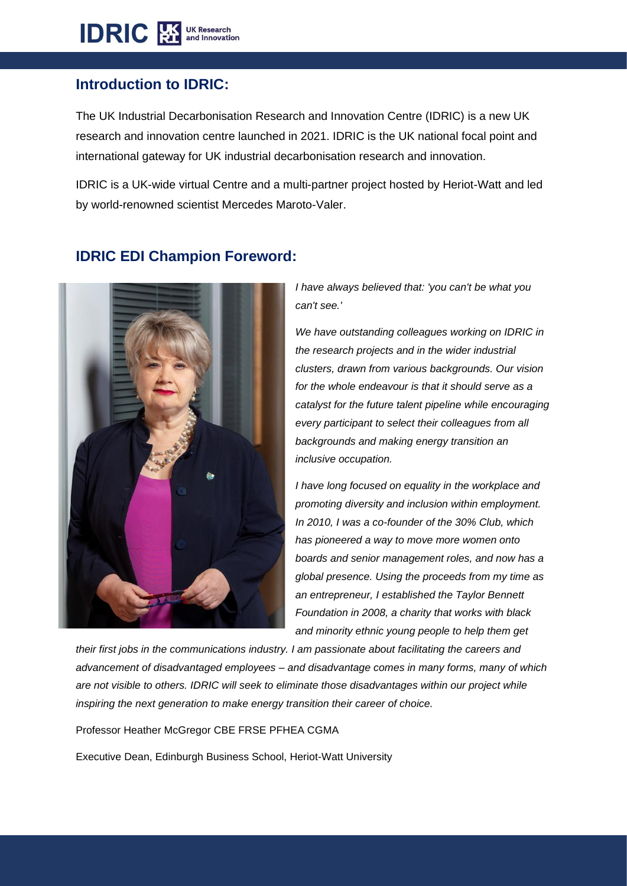## Introduction to IDRIC:

The UK Industrial Decarbonisation Research and Innovation Centre (IDRIC) is a new UK research and innovation centre launched in 2021. IDRIC is the UK national focal point and international gateway for UK industrial decarbonisation research and innovation.

IDRIC is a UK-wide virtual Centre and a multi-partner project hosted by Heriot-Watt and led by world-renowned scientist Mercedes Maroto-Valer.

## IDRIC EDI Champion Foreword:

*I have always believed that: 'you can't be what you can't see.'*

*We have outstanding colleagues working on IDRIC in the research projects and in the wider industrial clusters, drawn from various backgrounds. Our vision for the whole endeavour is that it should serve as a catalyst for the future talent pipeline while encouraging every participant to select their colleagues from all backgrounds and making energy transition an inclusive occupation.*

*I have long focused on equality in the workplace and promoting diversity and inclusion within employment. In 2010, I was a co-founder of the 30% Club, which has pioneered a way to move more women onto boards and senior management roles, and now has a global presence. Using the proceeds from my time as an entrepreneur, I established the Taylor Bennett Foundation in 2008, a charity that works with black and minority ethnic young people to help them get their first jobs in the communications industry. I am passionate about facilitating the careers and advancement of disadvantaged employees – and disadvantage comes in many forms, many of which are not visible to others. IDRIC will seek to eliminate those disadvantages within our project while inspiring the next generation to make energy transition their career of choice.*

Professor Heather McGregor CBE FRSE PFHEA CGMA

Executive Dean, Edinburgh Business School, Heriot-Watt University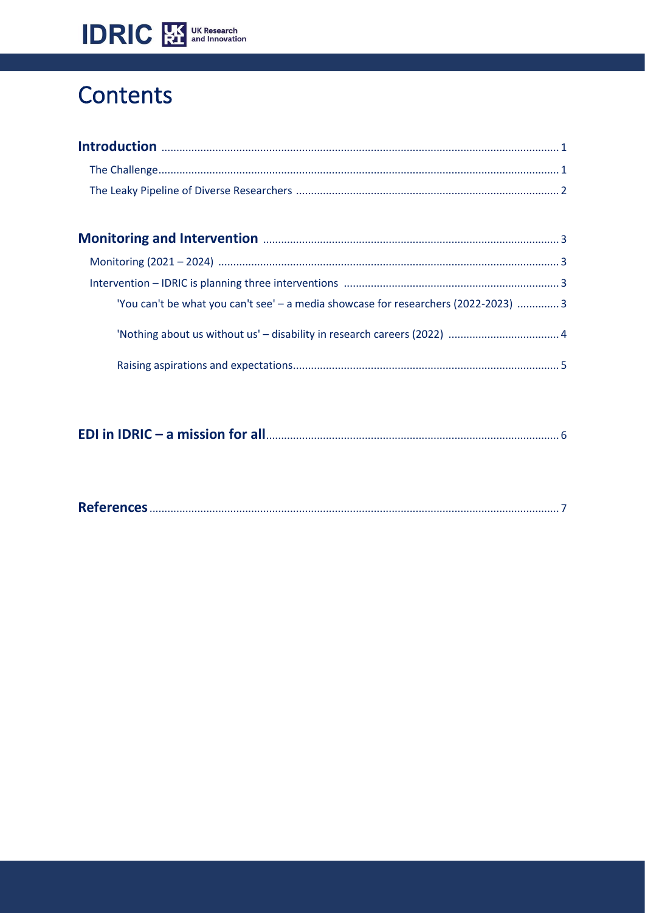# Contents

**Introduction** ........................................................................................................................ 1

The Challenge........................................................................................................................ 1

The Leaky Pipeline of Diverse Researchers ........................................................................... 2

**Monitoring and Intervention** ................................................................................................ 3

Monitoring (2021 – 2024) ...................................................................................................... 3

Intervention – IDRIC is planning three interventions ............................................................. 3

'You can't be what you can't see' – a media showcase for researchers (2022-2023) ............. 3

'Nothing about us without us' – disability in research careers (2022) ..................................... 4

Raising aspirations and expectations...................................................................................... 5

**EDI in IDRIC – a mission for all**.............................................................................................. 6

**References**............................................................................................................................ 7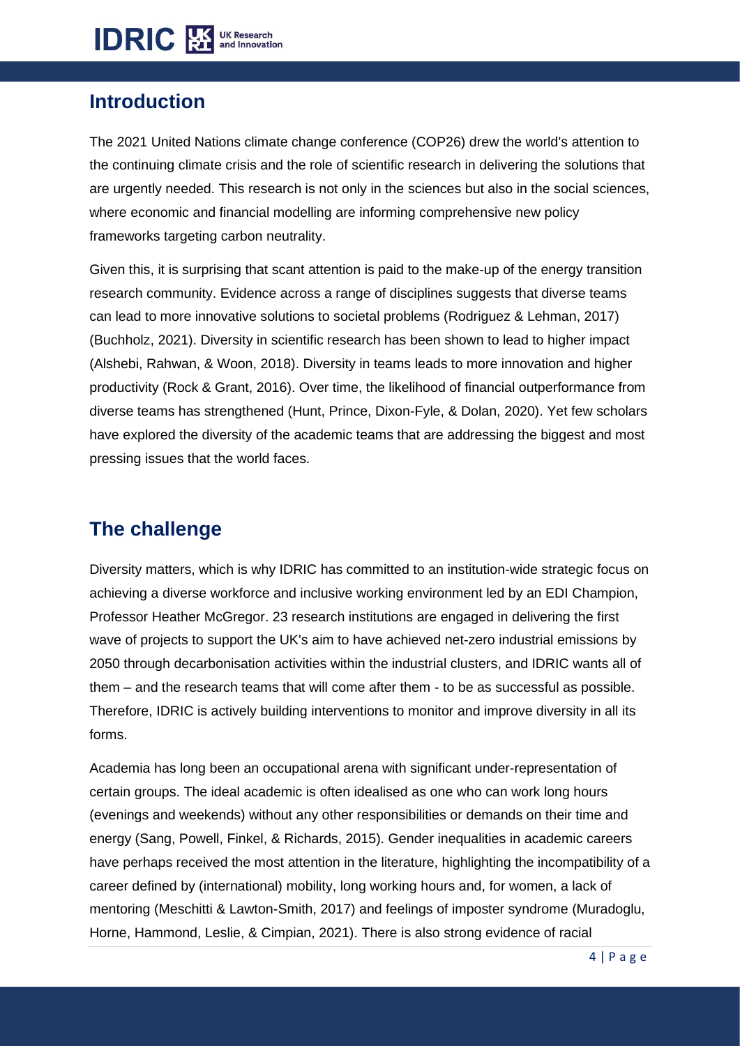## Introduction

The 2021 United Nations climate change conference (COP26) drew the world's attention to the continuing climate crisis and the role of scientific research in delivering the solutions that are urgently needed. This research is not only in the sciences but also in the social sciences, where economic and financial modelling are informing comprehensive new policy frameworks targeting carbon neutrality.

Given this, it is surprising that scant attention is paid to the make-up of the energy transition research community. Evidence across a range of disciplines suggests that diverse teams can lead to more innovative solutions to societal problems (Rodriguez & Lehman, 2017) (Buchholz, 2021). Diversity in scientific research has been shown to lead to higher impact (Alshebi, Rahwan, & Woon, 2018). Diversity in teams leads to more innovation and higher productivity (Rock & Grant, 2016). Over time, the likelihood of financial outperformance from diverse teams has strengthened (Hunt, Prince, Dixon-Fyle, & Dolan, 2020). Yet few scholars have explored the diversity of the academic teams that are addressing the biggest and most pressing issues that the world faces.

## The challenge

Diversity matters, which is why IDRIC has committed to an institution-wide strategic focus on achieving a diverse workforce and inclusive working environment led by an EDI Champion, Professor Heather McGregor. 23 research institutions are engaged in delivering the first wave of projects to support the UK's aim to have achieved net-zero industrial emissions by 2050 through decarbonisation activities within the industrial clusters, and IDRIC wants all of them – and the research teams that will come after them - to be as successful as possible. Therefore, IDRIC is actively building interventions to monitor and improve diversity in all its forms.

Academia has long been an occupational arena with significant under-representation of certain groups. The ideal academic is often idealised as one who can work long hours (evenings and weekends) without any other responsibilities or demands on their time and energy (Sang, Powell, Finkel, & Richards, 2015). Gender inequalities in academic careers have perhaps received the most attention in the literature, highlighting the incompatibility of a career defined by (international) mobility, long working hours and, for women, a lack of mentoring (Meschitti & Lawton-Smith, 2017) and feelings of imposter syndrome (Muradoglu, Horne, Hammond, Leslie, & Cimpian, 2021). There is also strong evidence of racial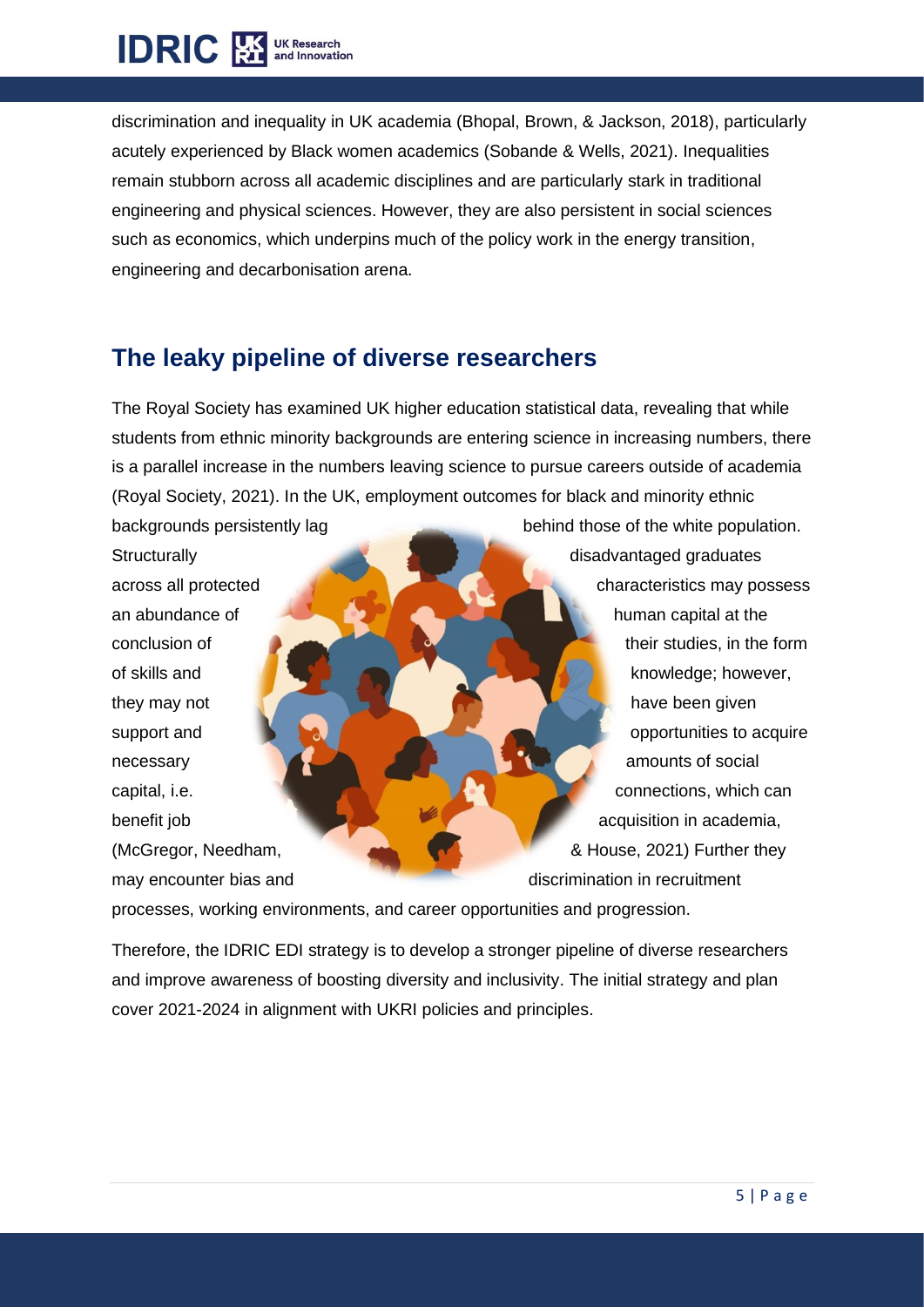discrimination and inequality in UK academia (Bhopal, Brown, & Jackson, 2018), particularly acutely experienced by Black women academics (Sobande & Wells, 2021). Inequalities remain stubborn across all academic disciplines and are particularly stark in traditional engineering and physical sciences. However, they are also persistent in social sciences such as economics, which underpins much of the policy work in the energy transition, engineering and decarbonisation arena.

## The leaky pipeline of diverse researchers

The Royal Society has examined UK higher education statistical data, revealing that while students from ethnic minority backgrounds are entering science in increasing numbers, there is a parallel increase in the numbers leaving science to pursue careers outside of academia (Royal Society, 2021). In the UK, employment outcomes for black and minority ethnic backgrounds persistently lag behind those of the white population. Structurally disadvantaged graduates across all protected characteristics may possess an abundance of human capital at the conclusion of their studies, in the form of skills and knowledge; however, they may not have been given support and opportunities to acquire necessary amounts of social capital, i.e. connections, which can benefit job acquisition in academia, (McGregor, Needham, & House, 2021) Further they may encounter bias and discrimination in recruitment processes, working environments, and career opportunities and progression.

Therefore, the IDRIC EDI strategy is to develop a stronger pipeline of diverse researchers and improve awareness of boosting diversity and inclusivity. The initial strategy and plan cover 2021-2024 in alignment with UKRI policies and principles.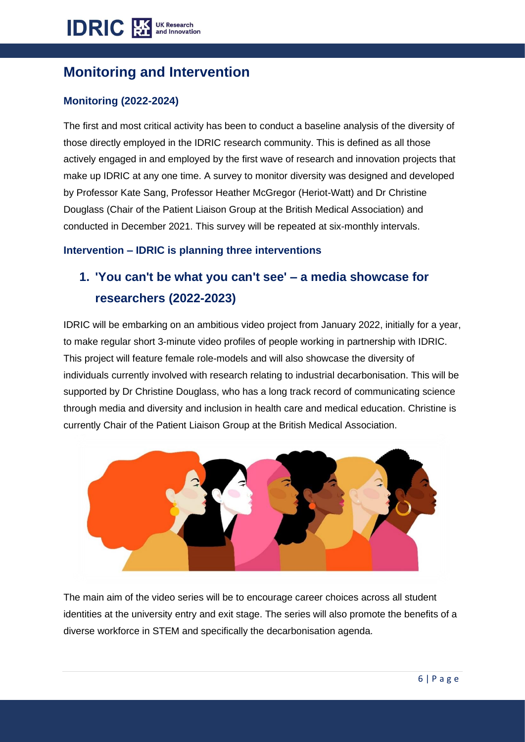## Monitoring and Intervention

### Monitoring (2022-2024)

The first and most critical activity has been to conduct a baseline analysis of the diversity of those directly employed in the IDRIC research community. This is defined as all those actively engaged in and employed by the first wave of research and innovation projects that make up IDRIC at any one time. A survey to monitor diversity was designed and developed by Professor Kate Sang, Professor Heather McGregor (Heriot-Watt) and Dr Christine Douglass (Chair of the Patient Liaison Group at the British Medical Association) and conducted in December 2021. This survey will be repeated at six-monthly intervals.

### Intervention – IDRIC is planning three interventions

### 1. 'You can't be what you can't see' – a media showcase for researchers (2022-2023)

IDRIC will be embarking on an ambitious video project from January 2022, initially for a year, to make regular short 3-minute video profiles of people working in partnership with IDRIC. This project will feature female role-models and will also showcase the diversity of individuals currently involved with research relating to industrial decarbonisation. This will be supported by Dr Christine Douglass, who has a long track record of communicating science through media and diversity and inclusion in health care and medical education. Christine is currently Chair of the Patient Liaison Group at the British Medical Association.

The main aim of the video series will be to encourage career choices across all student identities at the university entry and exit stage. The series will also promote the benefits of a diverse workforce in STEM and specifically the decarbonisation agenda.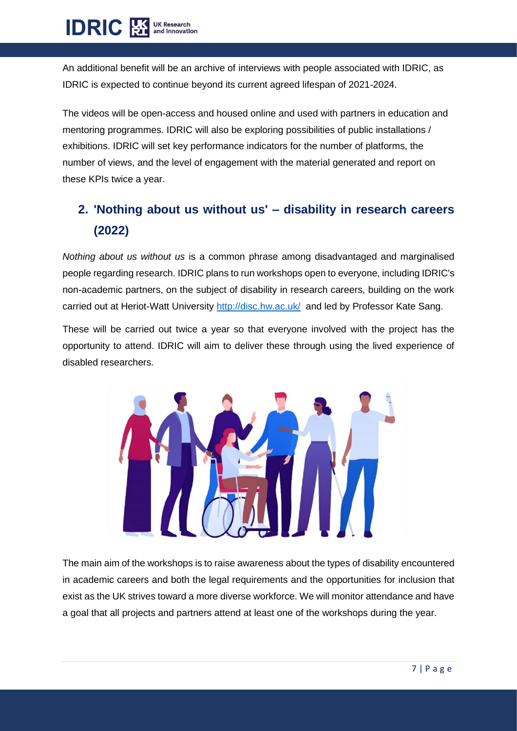An additional benefit will be an archive of interviews with people associated with IDRIC, as IDRIC is expected to continue beyond its current agreed lifespan of 2021-2024.

The videos will be open-access and housed online and used with partners in education and mentoring programmes. IDRIC will also be exploring possibilities of public installations / exhibitions. IDRIC will set key performance indicators for the number of platforms, the number of views, and the level of engagement with the material generated and report on these KPIs twice a year.

## 2. 'Nothing about us without us' – disability in research careers (2022)

*Nothing about us without us* is a common phrase among disadvantaged and marginalised people regarding research. IDRIC plans to run workshops open to everyone, including IDRIC's non-academic partners, on the subject of disability in research careers, building on the work carried out at Heriot-Watt University http://disc.hw.ac.uk/ and led by Professor Kate Sang.

These will be carried out twice a year so that everyone involved with the project has the opportunity to attend. IDRIC will aim to deliver these through using the lived experience of disabled researchers.

The main aim of the workshops is to raise awareness about the types of disability encountered in academic careers and both the legal requirements and the opportunities for inclusion that exist as the UK strives toward a more diverse workforce. We will monitor attendance and have a goal that all projects and partners attend at least one of the workshops during the year.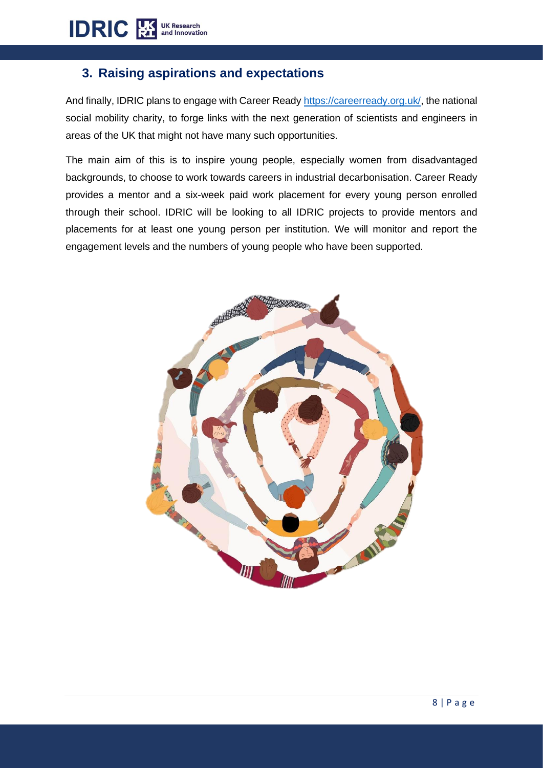## 3. Raising aspirations and expectations

And finally, IDRIC plans to engage with Career Ready https://careerready.org.uk/, the national social mobility charity, to forge links with the next generation of scientists and engineers in areas of the UK that might not have many such opportunities.

The main aim of this is to inspire young people, especially women from disadvantaged backgrounds, to choose to work towards careers in industrial decarbonisation. Career Ready provides a mentor and a six-week paid work placement for every young person enrolled through their school. IDRIC will be looking to all IDRIC projects to provide mentors and placements for at least one young person per institution. We will monitor and report the engagement levels and the numbers of young people who have been supported.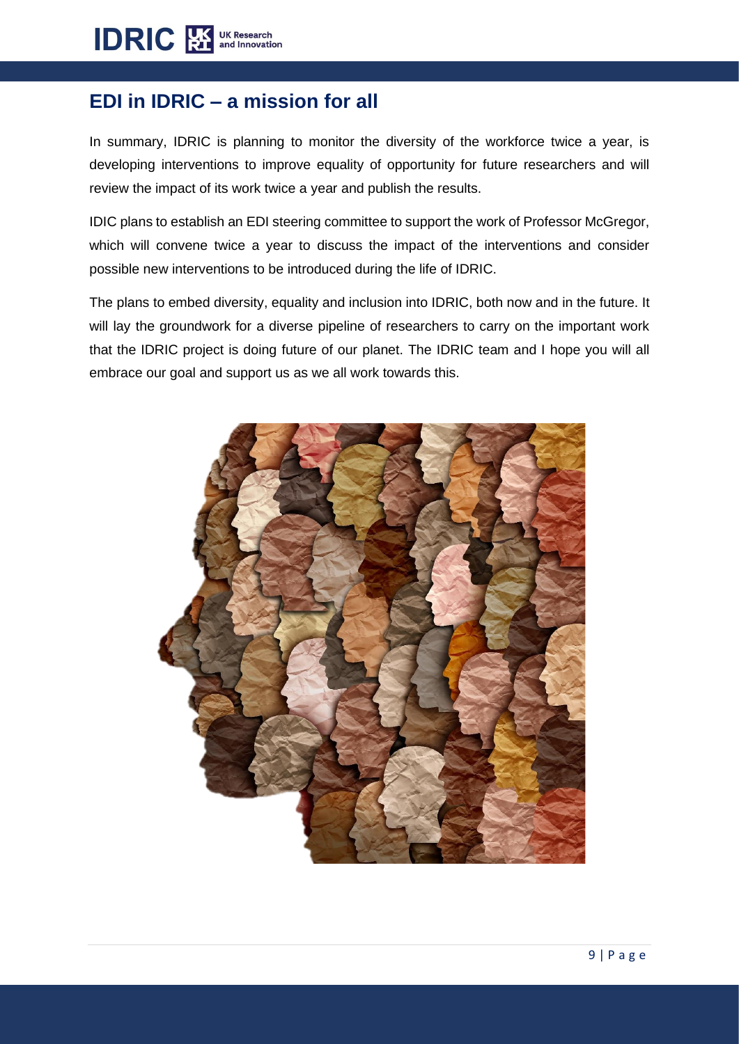## EDI in IDRIC – a mission for all

In summary, IDRIC is planning to monitor the diversity of the workforce twice a year, is developing interventions to improve equality of opportunity for future researchers and will review the impact of its work twice a year and publish the results.

IDIC plans to establish an EDI steering committee to support the work of Professor McGregor, which will convene twice a year to discuss the impact of the interventions and consider possible new interventions to be introduced during the life of IDRIC.

The plans to embed diversity, equality and inclusion into IDRIC, both now and in the future. It will lay the groundwork for a diverse pipeline of researchers to carry on the important work that the IDRIC project is doing future of our planet. The IDRIC team and I hope you will all embrace our goal and support us as we all work towards this.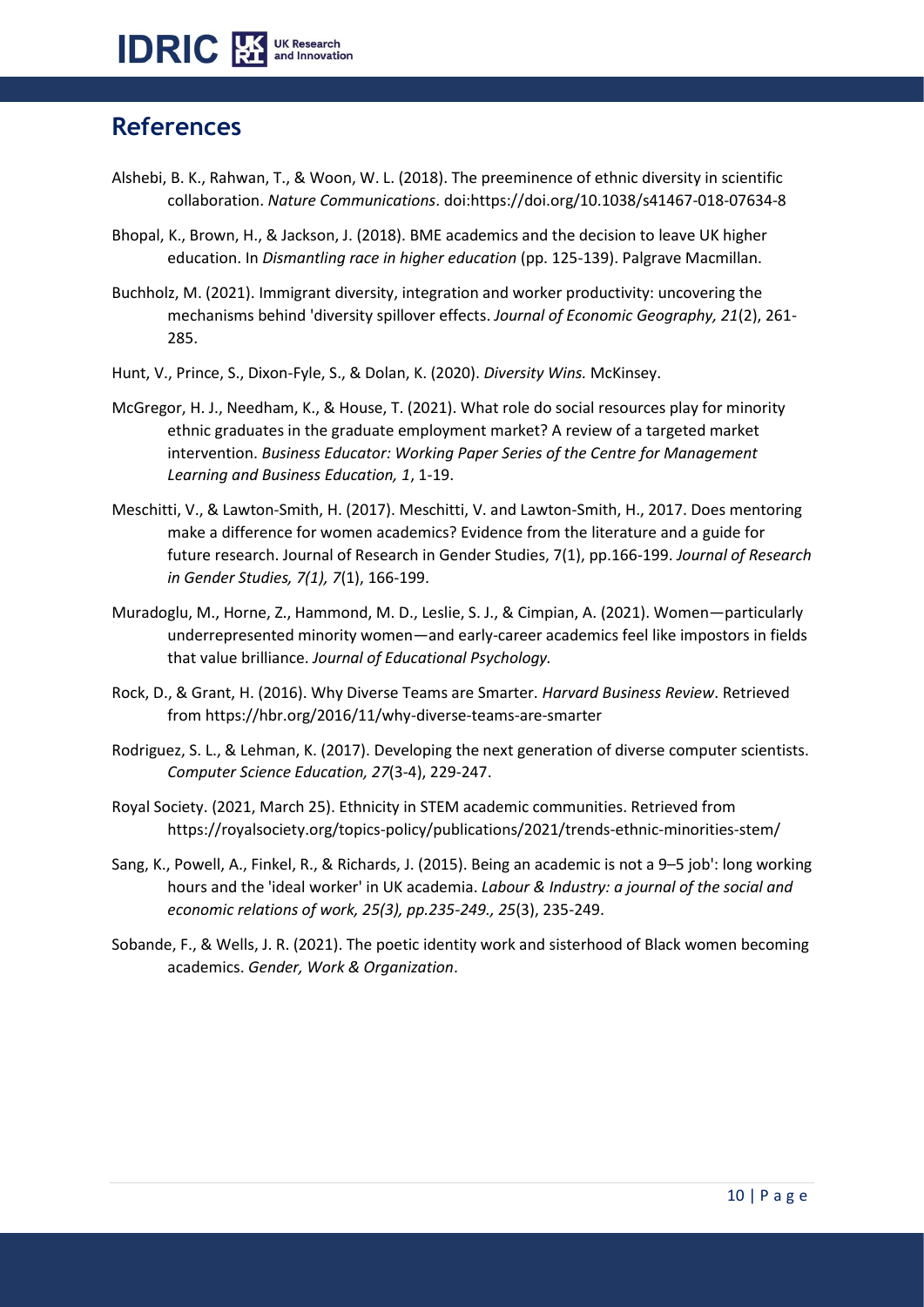## References

Alshebi, B. K., Rahwan, T., & Woon, W. L. (2018). The preeminence of ethnic diversity in scientific collaboration. *Nature Communications*. doi:https://doi.org/10.1038/s41467-018-07634-8

Bhopal, K., Brown, H., & Jackson, J. (2018). BME academics and the decision to leave UK higher education. In *Dismantling race in higher education* (pp. 125-139). Palgrave Macmillan.

Buchholz, M. (2021). Immigrant diversity, integration and worker productivity: uncovering the mechanisms behind 'diversity spillover effects. *Journal of Economic Geography, 21*(2), 261-285.

Hunt, V., Prince, S., Dixon-Fyle, S., & Dolan, K. (2020). *Diversity Wins.* McKinsey.

McGregor, H. J., Needham, K., & House, T. (2021). What role do social resources play for minority ethnic graduates in the graduate employment market? A review of a targeted market intervention. *Business Educator: Working Paper Series of the Centre for Management Learning and Business Education, 1*, 1-19.

Meschitti, V., & Lawton-Smith, H. (2017). Meschitti, V. and Lawton-Smith, H., 2017. Does mentoring make a difference for women academics? Evidence from the literature and a guide for future research. Journal of Research in Gender Studies, 7(1), pp.166-199. *Journal of Research in Gender Studies, 7(1), 7*(1), 166-199.

Muradoglu, M., Horne, Z., Hammond, M. D., Leslie, S. J., & Cimpian, A. (2021). Women—particularly underrepresented minority women—and early-career academics feel like impostors in fields that value brilliance. *Journal of Educational Psychology.*

Rock, D., & Grant, H. (2016). Why Diverse Teams are Smarter. *Harvard Business Review*. Retrieved from https://hbr.org/2016/11/why-diverse-teams-are-smarter

Rodriguez, S. L., & Lehman, K. (2017). Developing the next generation of diverse computer scientists. *Computer Science Education, 27*(3-4), 229-247.

Royal Society. (2021, March 25). Ethnicity in STEM academic communities. Retrieved from https://royalsociety.org/topics-policy/publications/2021/trends-ethnic-minorities-stem/

Sang, K., Powell, A., Finkel, R., & Richards, J. (2015). Being an academic is not a 9–5 job': long working hours and the 'ideal worker' in UK academia. *Labour & Industry: a journal of the social and economic relations of work, 25(3), pp.235-249., 25*(3), 235-249.

Sobande, F., & Wells, J. R. (2021). The poetic identity work and sisterhood of Black women becoming academics. *Gender, Work & Organization*.